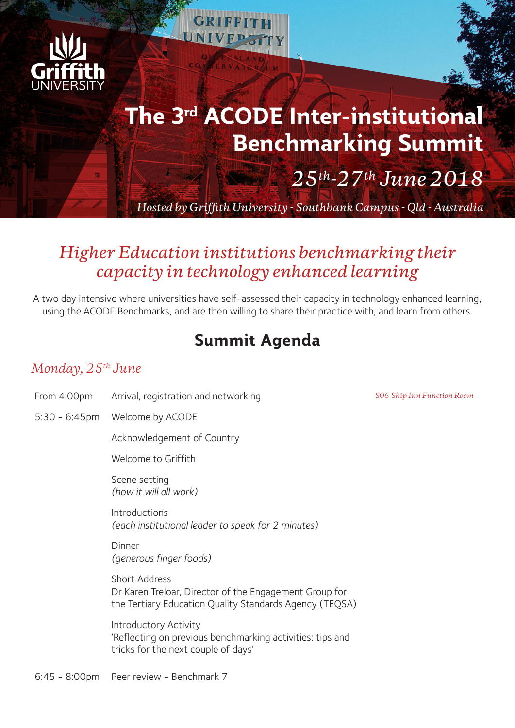# The 3rd ACODE Inter-institutional Benchmarking Summit

*25th-27th June 2018*

*Hosted by Griffith University - Southbank Campus - Qld - Australia*

## *Higher Education institutions benchmarking their capacity in technology enhanced learning*

A two day intensive where universities have self-assessed their capacity in technology enhanced learning, using the ACODE Benchmarks, and are then willing to share their practice with, and learn from others.

## Summit Agenda

### *Monday, 25th June*

| Time | Session | Location |
|---|---|---|
| From 4:00pm | Arrival, registration and networking | *S06_Ship Inn Function Room* |
| 5:30 - 6:45pm | Welcome by ACODE | |
| | Acknowledgement of Country | |
| | Welcome to Griffith | |
| | Scene setting *(how it will all work)* | |
| | Introductions *(each institutional leader to speak for 2 minutes)* | |
| | Dinner *(generous finger foods)* | |
| | Short Address Dr Karen Treloar, Director of the Engagement Group for the Tertiary Education Quality Standards Agency (TEQSA) | |
| | Introductory Activity 'Reflecting on previous benchmarking activities: tips and tricks for the next couple of days' | |
| 6:45 - 8:00pm | Peer review - Benchmark 7 | |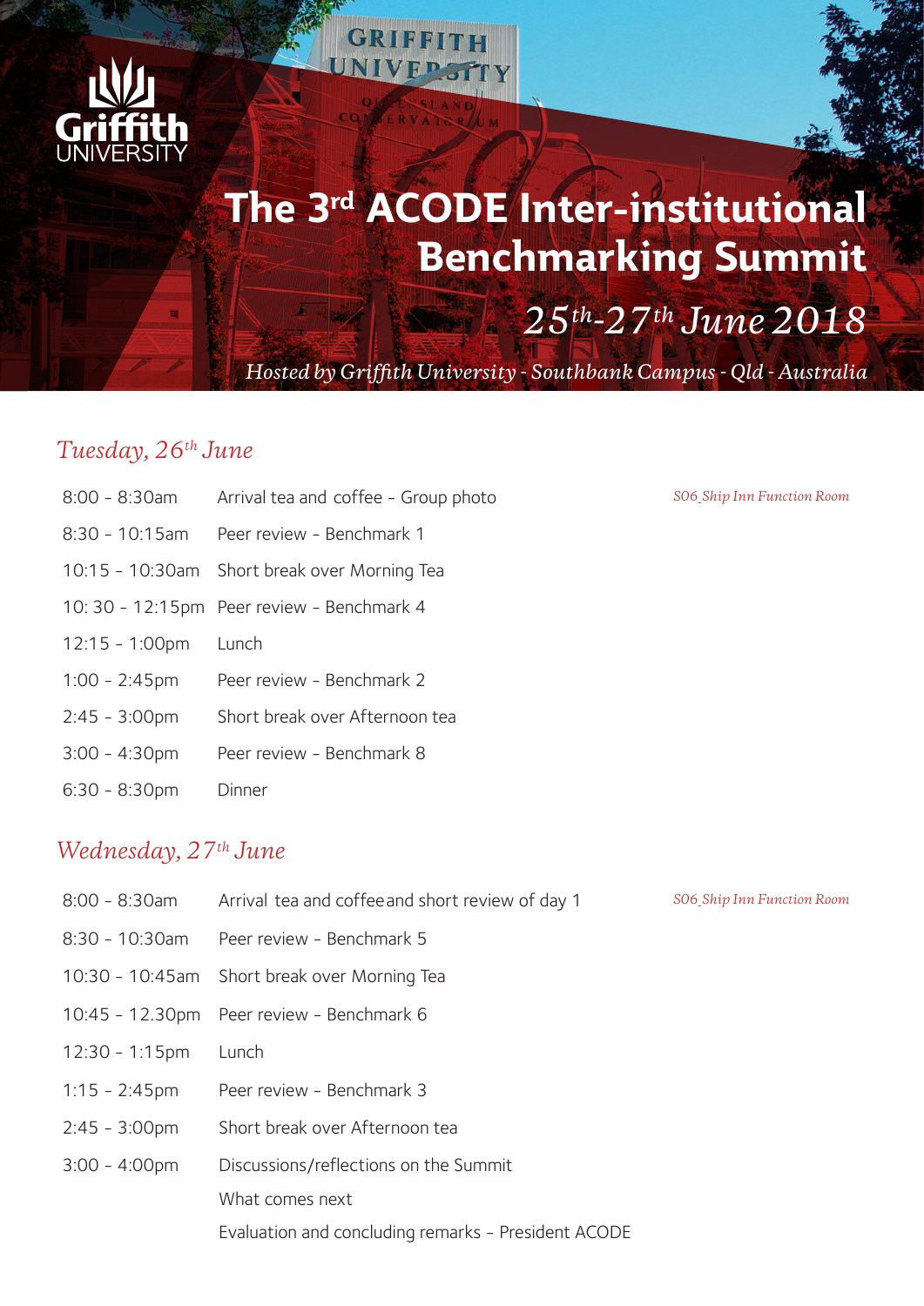# The 3rd ACODE Inter-institutional Benchmarking Summit

## *25th-27th June 2018*

*Hosted by Griffith University - Southbank Campus - Qld - Australia*

## *Tuesday, 26th June*

*S06_Ship Inn Function Room*

| | |
|---|---|
| 8:00 - 8:30am | Arrival tea and coffee - Group photo |
| 8:30 - 10:15am | Peer review - Benchmark 1 |
| 10:15 - 10:30am | Short break over Morning Tea |
| 10: 30 - 12:15pm | Peer review - Benchmark 4 |
| 12:15 - 1:00pm | Lunch |
| 1:00 - 2:45pm | Peer review - Benchmark 2 |
| 2:45 - 3:00pm | Short break over Afternoon tea |
| 3:00 - 4:30pm | Peer review - Benchmark 8 |
| 6:30 - 8:30pm | Dinner |

## *Wednesday, 27th June*

*S06_Ship Inn Function Room*

| | |
|---|---|
| 8:00 - 8:30am | Arrival tea and coffee and short review of day 1 |
| 8:30 - 10:30am | Peer review - Benchmark 5 |
| 10:30 - 10:45am | Short break over Morning Tea |
| 10:45 - 12.30pm | Peer review - Benchmark 6 |
| 12:30 - 1:15pm | Lunch |
| 1:15 - 2:45pm | Peer review - Benchmark 3 |
| 2:45 - 3:00pm | Short break over Afternoon tea |
| 3:00 - 4:00pm | Discussions/reflections on the Summit |
| | What comes next |
| | Evaluation and concluding remarks - President ACODE |